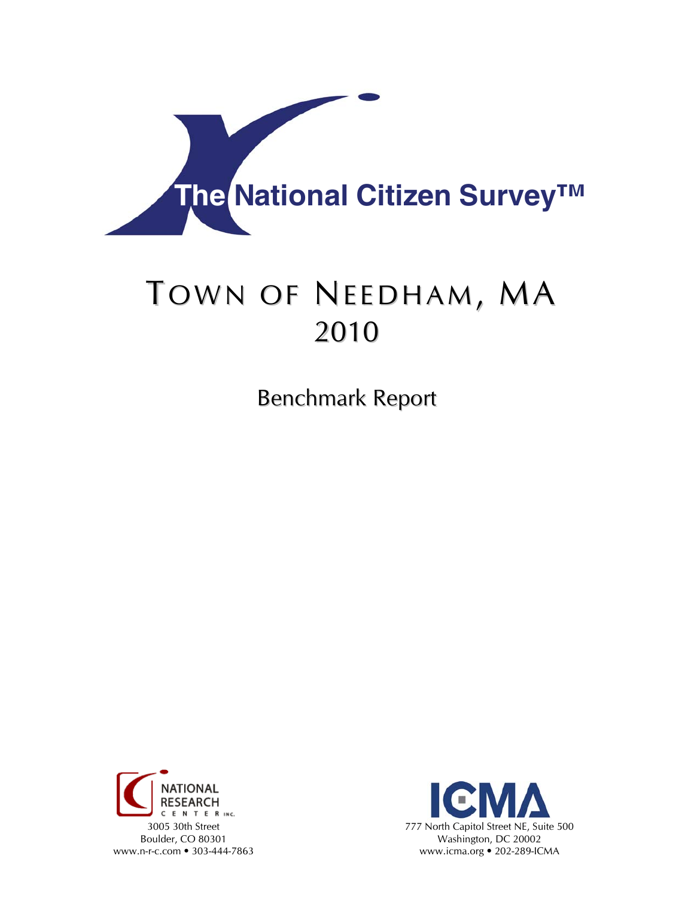# The National Citizen Survey™

# Town of Needham, MA
# 2010

## Benchmark Report

NATIONAL RESEARCH CENTER INC.
3005 30th Street
Boulder, CO 80301
www.n-r-c.com • 303-444-7863

ICMA
777 North Capitol Street NE, Suite 500
Washington, DC 20002
www.icma.org • 202-289-ICMA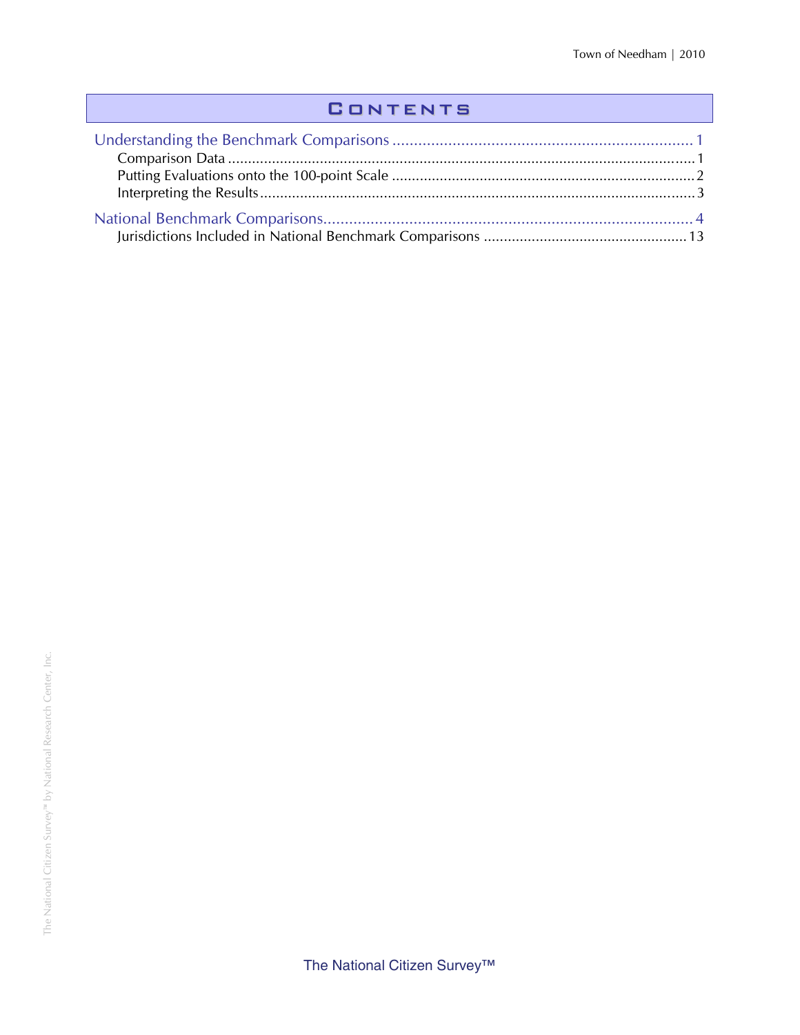# Contents

Understanding the Benchmark Comparisons ........................................................................ 1

- Comparison Data ........................................................................................................... 1
- Putting Evaluations onto the 100-point Scale ................................................................ 2
- Interpreting the Results .................................................................................................. 3

National Benchmark Comparisons ....................................................................................... 4

- Jurisdictions Included in National Benchmark Comparisons ....................................... 13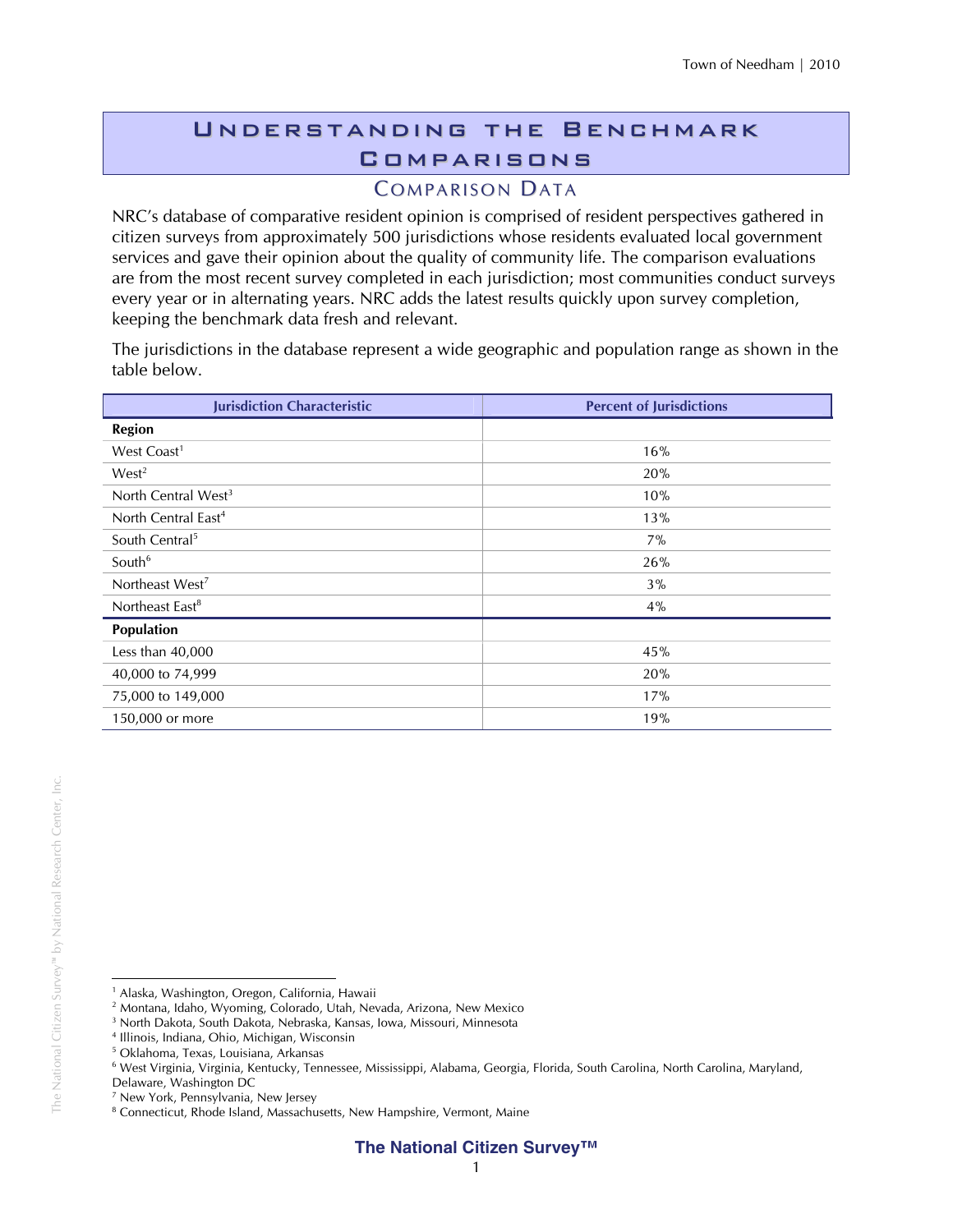# Understanding the Benchmark Comparisons

## Comparison Data

NRC's database of comparative resident opinion is comprised of resident perspectives gathered in citizen surveys from approximately 500 jurisdictions whose residents evaluated local government services and gave their opinion about the quality of community life. The comparison evaluations are from the most recent survey completed in each jurisdiction; most communities conduct surveys every year or in alternating years. NRC adds the latest results quickly upon survey completion, keeping the benchmark data fresh and relevant.

The jurisdictions in the database represent a wide geographic and population range as shown in the table below.

| Jurisdiction Characteristic | Percent of Jurisdictions |
|---|---|
| **Region** | |
| West Coast[1] | 16% |
| West[2] | 20% |
| North Central West[3] | 10% |
| North Central East[4] | 13% |
| South Central[5] | 7% |
| South[6] | 26% |
| Northeast West[7] | 3% |
| Northeast East[8] | 4% |
| **Population** | |
| Less than 40,000 | 45% |
| 40,000 to 74,999 | 20% |
| 75,000 to 149,000 | 17% |
| 150,000 or more | 19% |

[1] Alaska, Washington, Oregon, California, Hawaii
[2] Montana, Idaho, Wyoming, Colorado, Utah, Nevada, Arizona, New Mexico
[3] North Dakota, South Dakota, Nebraska, Kansas, Iowa, Missouri, Minnesota
[4] Illinois, Indiana, Ohio, Michigan, Wisconsin
[5] Oklahoma, Texas, Louisiana, Arkansas
[6] West Virginia, Virginia, Kentucky, Tennessee, Mississippi, Alabama, Georgia, Florida, South Carolina, North Carolina, Maryland, Delaware, Washington DC
[7] New York, Pennsylvania, New Jersey
[8] Connecticut, Rhode Island, Massachusetts, New Hampshire, Vermont, Maine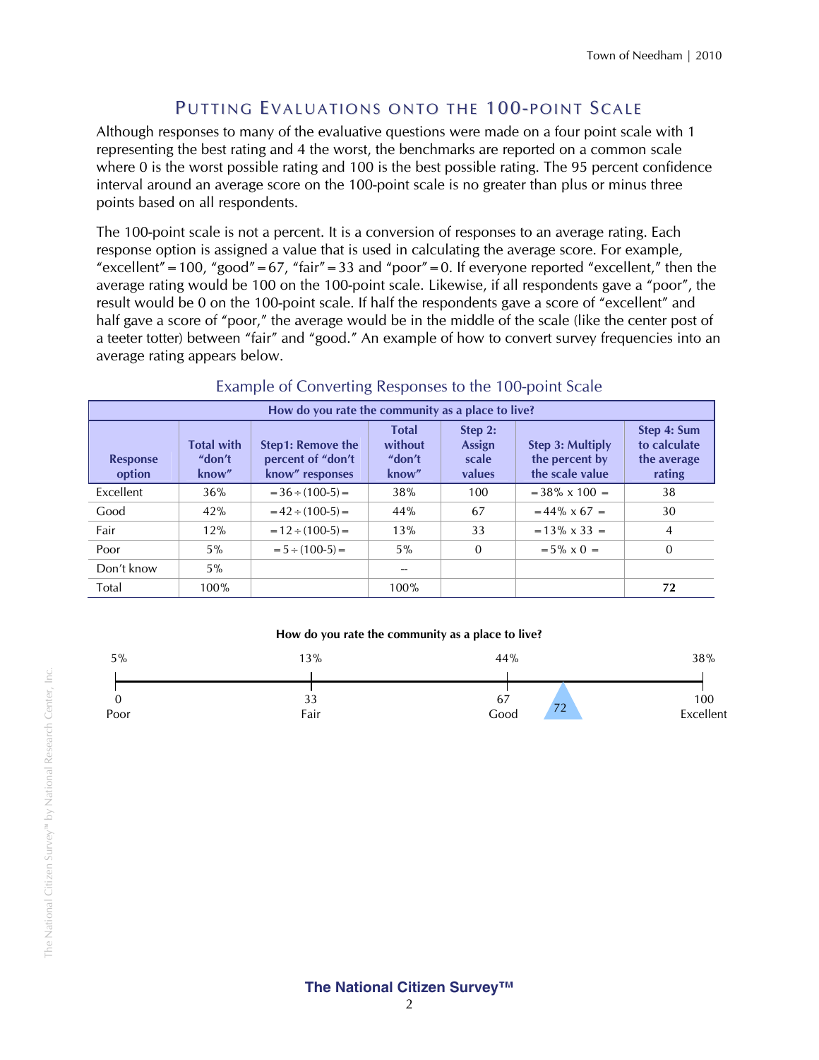## Putting Evaluations onto the 100-point Scale

Although responses to many of the evaluative questions were made on a four point scale with 1 representing the best rating and 4 the worst, the benchmarks are reported on a common scale where 0 is the worst possible rating and 100 is the best possible rating. The 95 percent confidence interval around an average score on the 100-point scale is no greater than plus or minus three points based on all respondents.

The 100-point scale is not a percent. It is a conversion of responses to an average rating. Each response option is assigned a value that is used in calculating the average score. For example, "excellent" = 100, "good" = 67, "fair" = 33 and "poor" = 0. If everyone reported "excellent," then the average rating would be 100 on the 100-point scale. Likewise, if all respondents gave a "poor", the result would be 0 on the 100-point scale. If half the respondents gave a score of "excellent" and half gave a score of "poor," the average would be in the middle of the scale (like the center post of a teeter totter) between "fair" and "good." An example of how to convert survey frequencies into an average rating appears below.

### Example of Converting Responses to the 100-point Scale

**How do you rate the community as a place to live?**

| Response option | Total with "don't know" | Step1: Remove the percent of "don't know" responses | Total without "don't know" | Step 2: Assign scale values | Step 3: Multiply the percent by the scale value | Step 4: Sum to calculate the average rating |
|---|---|---|---|---|---|---|
| Excellent | 36% | = 36 ÷ (100-5) = | 38% | 100 | = 38% x 100 = | 38 |
| Good | 42% | = 42 ÷ (100-5) = | 44% | 67 | = 44% x 67 = | 30 |
| Fair | 12% | = 12 ÷ (100-5) = | 13% | 33 | = 13% x 33 = | 4 |
| Poor | 5% | = 5 ÷ (100-5) = | 5% | 0 | = 5% x 0 = | 0 |
| Don't know | 5% | | -- | | | |
| Total | 100% | | 100% | | | **72** |

**How do you rate the community as a place to live?**

| 5% | 13% | 44% | | 38% |
|---|---|---|---|---|
| 0 Poor | 33 Fair | 67 Good | 72 | 100 Excellent |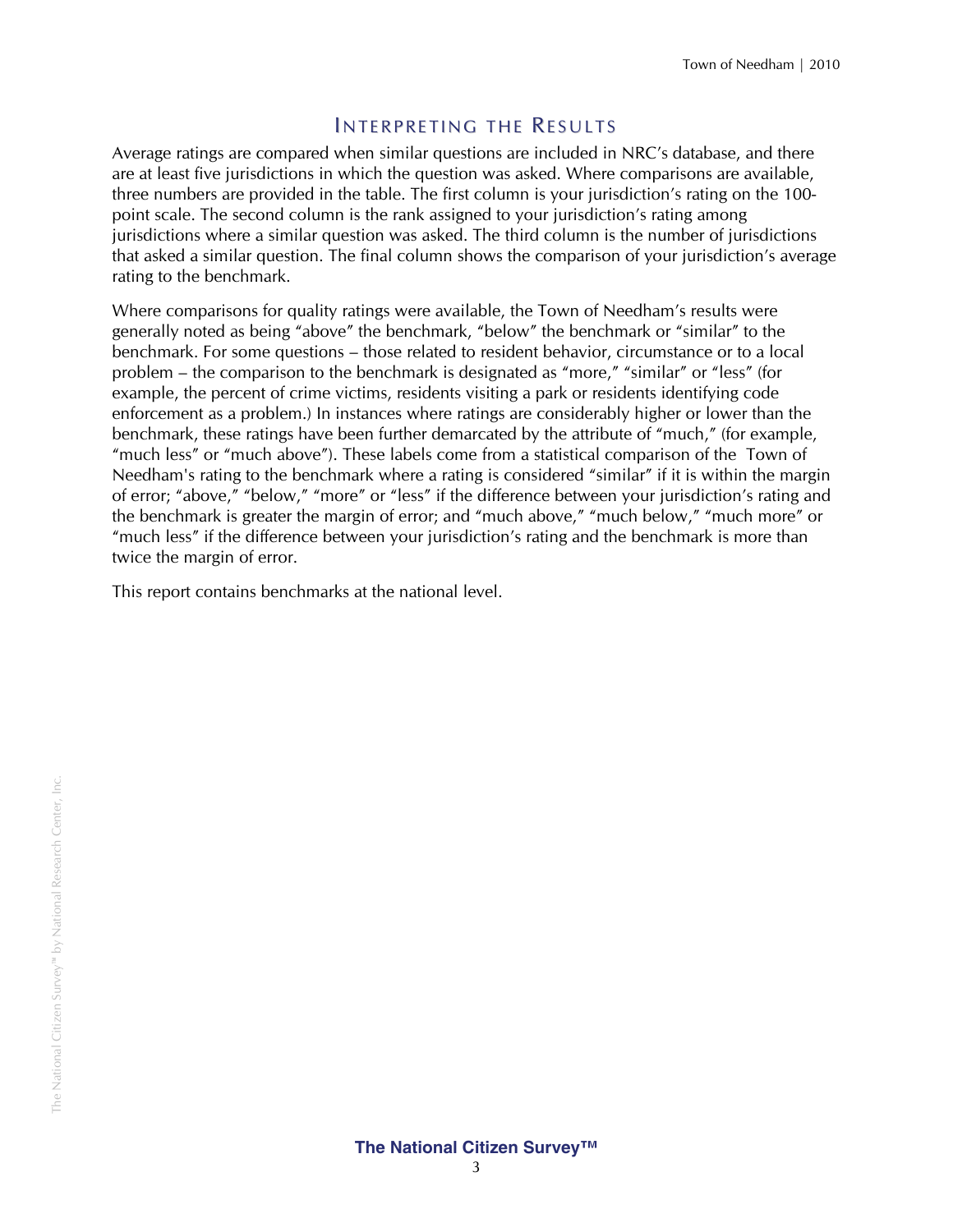## Interpreting the Results

Average ratings are compared when similar questions are included in NRC's database, and there are at least five jurisdictions in which the question was asked. Where comparisons are available, three numbers are provided in the table. The first column is your jurisdiction's rating on the 100-point scale. The second column is the rank assigned to your jurisdiction's rating among jurisdictions where a similar question was asked. The third column is the number of jurisdictions that asked a similar question. The final column shows the comparison of your jurisdiction's average rating to the benchmark.

Where comparisons for quality ratings were available, the Town of Needham's results were generally noted as being "above" the benchmark, "below" the benchmark or "similar" to the benchmark. For some questions – those related to resident behavior, circumstance or to a local problem – the comparison to the benchmark is designated as "more," "similar" or "less" (for example, the percent of crime victims, residents visiting a park or residents identifying code enforcement as a problem.) In instances where ratings are considerably higher or lower than the benchmark, these ratings have been further demarcated by the attribute of "much," (for example, "much less" or "much above"). These labels come from a statistical comparison of the Town of Needham's rating to the benchmark where a rating is considered "similar" if it is within the margin of error; "above," "below," "more" or "less" if the difference between your jurisdiction's rating and the benchmark is greater the margin of error; and "much above," "much below," "much more" or "much less" if the difference between your jurisdiction's rating and the benchmark is more than twice the margin of error.

This report contains benchmarks at the national level.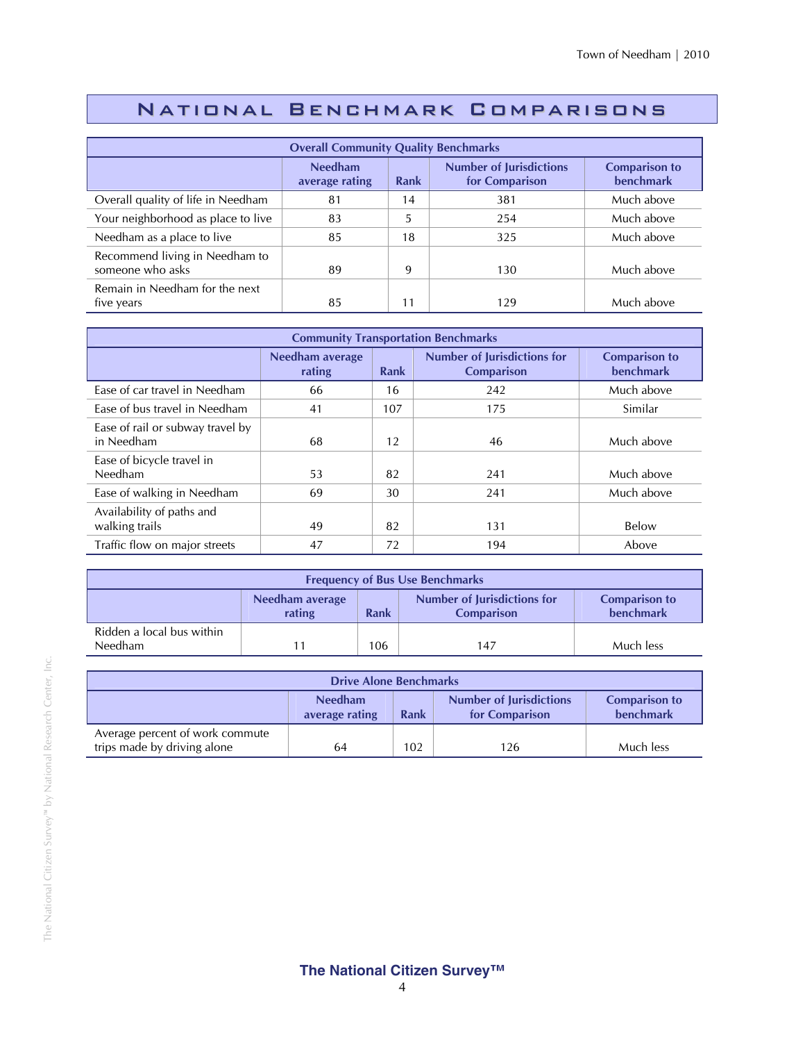# National Benchmark Comparisons

| Overall Community Quality Benchmarks | | | | |
|---|---|---|---|---|
| | Needham average rating | Rank | Number of Jurisdictions for Comparison | Comparison to benchmark |
| Overall quality of life in Needham | 81 | 14 | 381 | Much above |
| Your neighborhood as place to live | 83 | 5 | 254 | Much above |
| Needham as a place to live | 85 | 18 | 325 | Much above |
| Recommend living in Needham to someone who asks | 89 | 9 | 130 | Much above |
| Remain in Needham for the next five years | 85 | 11 | 129 | Much above |

| Community Transportation Benchmarks | | | | |
|---|---|---|---|---|
| | Needham average rating | Rank | Number of Jurisdictions for Comparison | Comparison to benchmark |
| Ease of car travel in Needham | 66 | 16 | 242 | Much above |
| Ease of bus travel in Needham | 41 | 107 | 175 | Similar |
| Ease of rail or subway travel by in Needham | 68 | 12 | 46 | Much above |
| Ease of bicycle travel in Needham | 53 | 82 | 241 | Much above |
| Ease of walking in Needham | 69 | 30 | 241 | Much above |
| Availability of paths and walking trails | 49 | 82 | 131 | Below |
| Traffic flow on major streets | 47 | 72 | 194 | Above |

| Frequency of Bus Use Benchmarks | | | | |
|---|---|---|---|---|
| | Needham average rating | Rank | Number of Jurisdictions for Comparison | Comparison to benchmark |
| Ridden a local bus within Needham | 11 | 106 | 147 | Much less |

| Drive Alone Benchmarks | | | | |
|---|---|---|---|---|
| | Needham average rating | Rank | Number of Jurisdictions for Comparison | Comparison to benchmark |
| Average percent of work commute trips made by driving alone | 64 | 102 | 126 | Much less |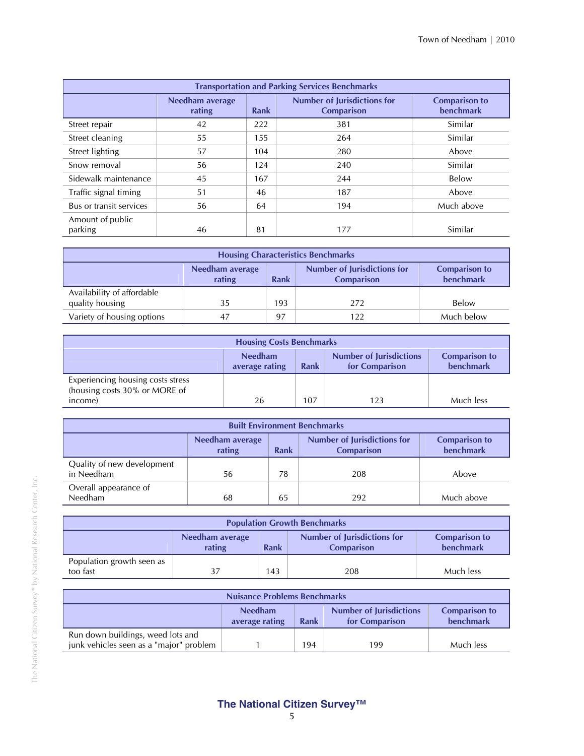| Transportation and Parking Services Benchmarks | | | | |
|---|---|---|---|---|
| | Needham average rating | Rank | Number of Jurisdictions for Comparison | Comparison to benchmark |
| Street repair | 42 | 222 | 381 | Similar |
| Street cleaning | 55 | 155 | 264 | Similar |
| Street lighting | 57 | 104 | 280 | Above |
| Snow removal | 56 | 124 | 240 | Similar |
| Sidewalk maintenance | 45 | 167 | 244 | Below |
| Traffic signal timing | 51 | 46 | 187 | Above |
| Bus or transit services | 56 | 64 | 194 | Much above |
| Amount of public parking | 46 | 81 | 177 | Similar |

| Housing Characteristics Benchmarks | | | | |
|---|---|---|---|---|
| | Needham average rating | Rank | Number of Jurisdictions for Comparison | Comparison to benchmark |
| Availability of affordable quality housing | 35 | 193 | 272 | Below |
| Variety of housing options | 47 | 97 | 122 | Much below |

| Housing Costs Benchmarks | | | | |
|---|---|---|---|---|
| | Needham average rating | Rank | Number of Jurisdictions for Comparison | Comparison to benchmark |
| Experiencing housing costs stress (housing costs 30% or MORE of income) | 26 | 107 | 123 | Much less |

| Built Environment Benchmarks | | | | |
|---|---|---|---|---|
| | Needham average rating | Rank | Number of Jurisdictions for Comparison | Comparison to benchmark |
| Quality of new development in Needham | 56 | 78 | 208 | Above |
| Overall appearance of Needham | 68 | 65 | 292 | Much above |

| Population Growth Benchmarks | | | | |
|---|---|---|---|---|
| | Needham average rating | Rank | Number of Jurisdictions for Comparison | Comparison to benchmark |
| Population growth seen as too fast | 37 | 143 | 208 | Much less |

| Nuisance Problems Benchmarks | | | | |
|---|---|---|---|---|
| | Needham average rating | Rank | Number of Jurisdictions for Comparison | Comparison to benchmark |
| Run down buildings, weed lots and junk vehicles seen as a "major" problem | 1 | 194 | 199 | Much less |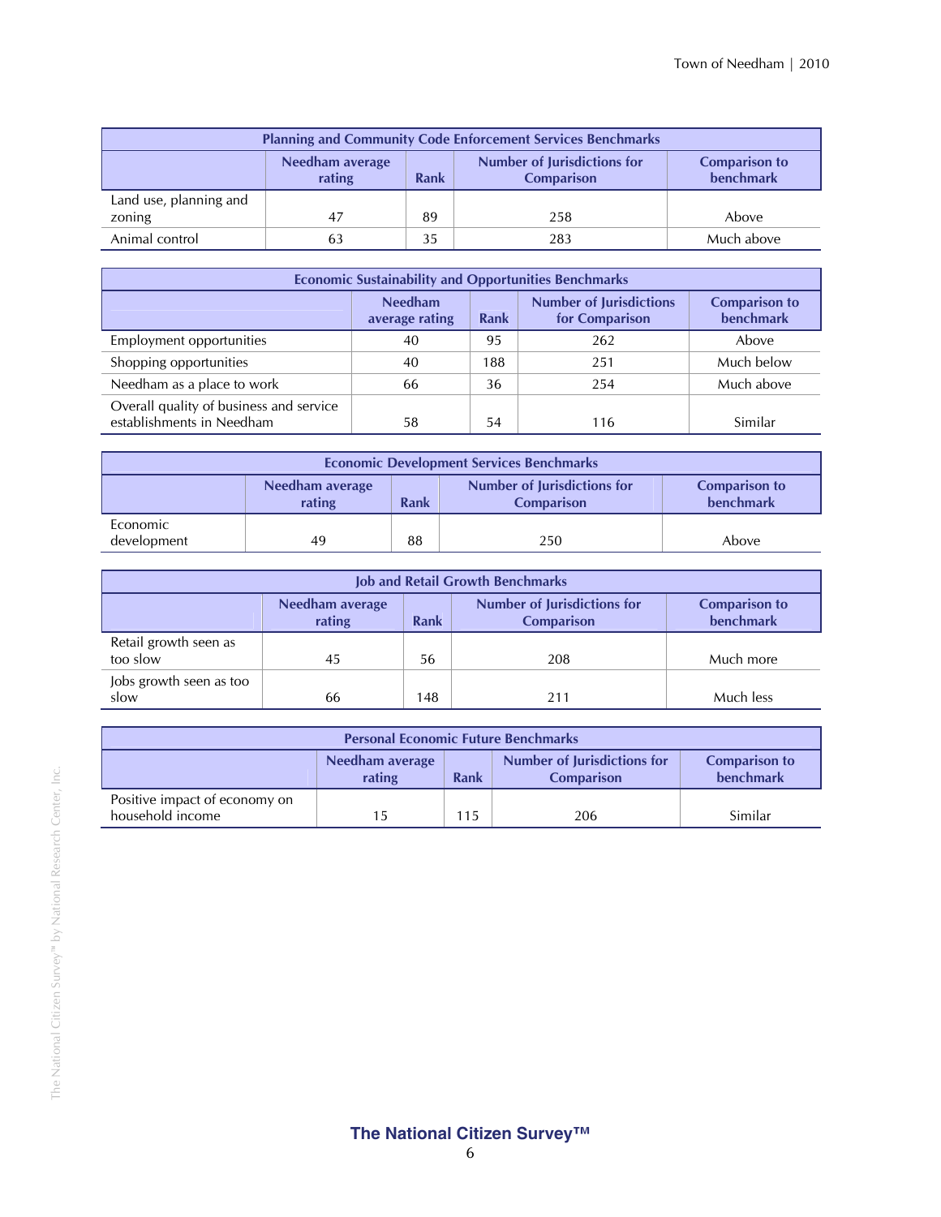| Planning and Community Code Enforcement Services Benchmarks | | | | |
|---|---|---|---|---|
| | Needham average rating | Rank | Number of Jurisdictions for Comparison | Comparison to benchmark |
| Land use, planning and zoning | 47 | 89 | 258 | Above |
| Animal control | 63 | 35 | 283 | Much above |

| Economic Sustainability and Opportunities Benchmarks | | | | |
|---|---|---|---|---|
| | Needham average rating | Rank | Number of Jurisdictions for Comparison | Comparison to benchmark |
| Employment opportunities | 40 | 95 | 262 | Above |
| Shopping opportunities | 40 | 188 | 251 | Much below |
| Needham as a place to work | 66 | 36 | 254 | Much above |
| Overall quality of business and service establishments in Needham | 58 | 54 | 116 | Similar |

| Economic Development Services Benchmarks | | | | |
|---|---|---|---|---|
| | Needham average rating | Rank | Number of Jurisdictions for Comparison | Comparison to benchmark |
| Economic development | 49 | 88 | 250 | Above |

| Job and Retail Growth Benchmarks | | | | |
|---|---|---|---|---|
| | Needham average rating | Rank | Number of Jurisdictions for Comparison | Comparison to benchmark |
| Retail growth seen as too slow | 45 | 56 | 208 | Much more |
| Jobs growth seen as too slow | 66 | 148 | 211 | Much less |

| Personal Economic Future Benchmarks | | | | |
|---|---|---|---|---|
| | Needham average rating | Rank | Number of Jurisdictions for Comparison | Comparison to benchmark |
| Positive impact of economy on household income | 15 | 115 | 206 | Similar |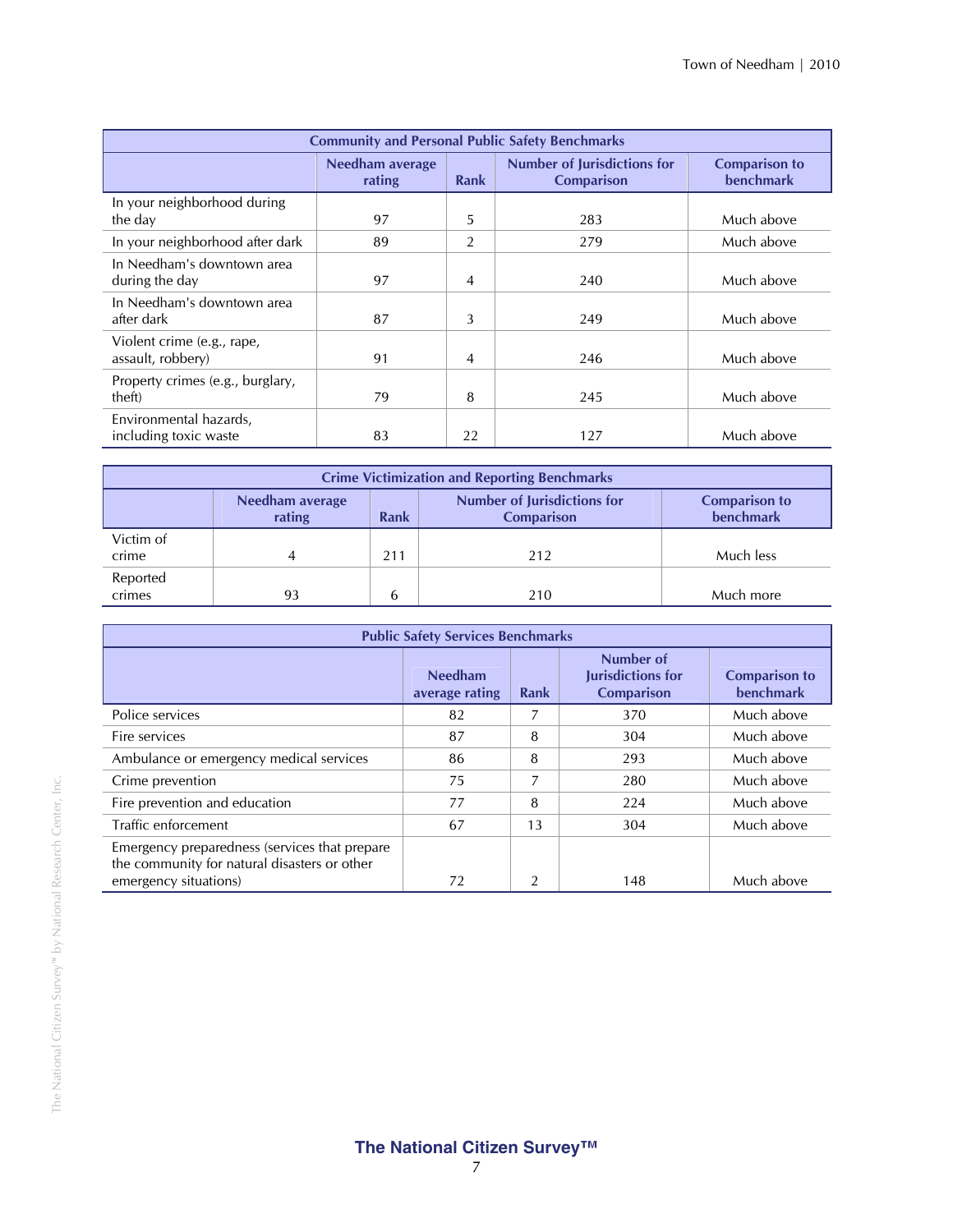| Community and Personal Public Safety Benchmarks | | | | |
|---|---|---|---|---|
| | Needham average rating | Rank | Number of Jurisdictions for Comparison | Comparison to benchmark |
| In your neighborhood during the day | 97 | 5 | 283 | Much above |
| In your neighborhood after dark | 89 | 2 | 279 | Much above |
| In Needham's downtown area during the day | 97 | 4 | 240 | Much above |
| In Needham's downtown area after dark | 87 | 3 | 249 | Much above |
| Violent crime (e.g., rape, assault, robbery) | 91 | 4 | 246 | Much above |
| Property crimes (e.g., burglary, theft) | 79 | 8 | 245 | Much above |
| Environmental hazards, including toxic waste | 83 | 22 | 127 | Much above |

| Crime Victimization and Reporting Benchmarks | | | | |
|---|---|---|---|---|
| | Needham average rating | Rank | Number of Jurisdictions for Comparison | Comparison to benchmark |
| Victim of crime | 4 | 211 | 212 | Much less |
| Reported crimes | 93 | 6 | 210 | Much more |

| Public Safety Services Benchmarks | | | | |
|---|---|---|---|---|
| | Needham average rating | Rank | Number of Jurisdictions for Comparison | Comparison to benchmark |
| Police services | 82 | 7 | 370 | Much above |
| Fire services | 87 | 8 | 304 | Much above |
| Ambulance or emergency medical services | 86 | 8 | 293 | Much above |
| Crime prevention | 75 | 7 | 280 | Much above |
| Fire prevention and education | 77 | 8 | 224 | Much above |
| Traffic enforcement | 67 | 13 | 304 | Much above |
| Emergency preparedness (services that prepare the community for natural disasters or other emergency situations) | 72 | 2 | 148 | Much above |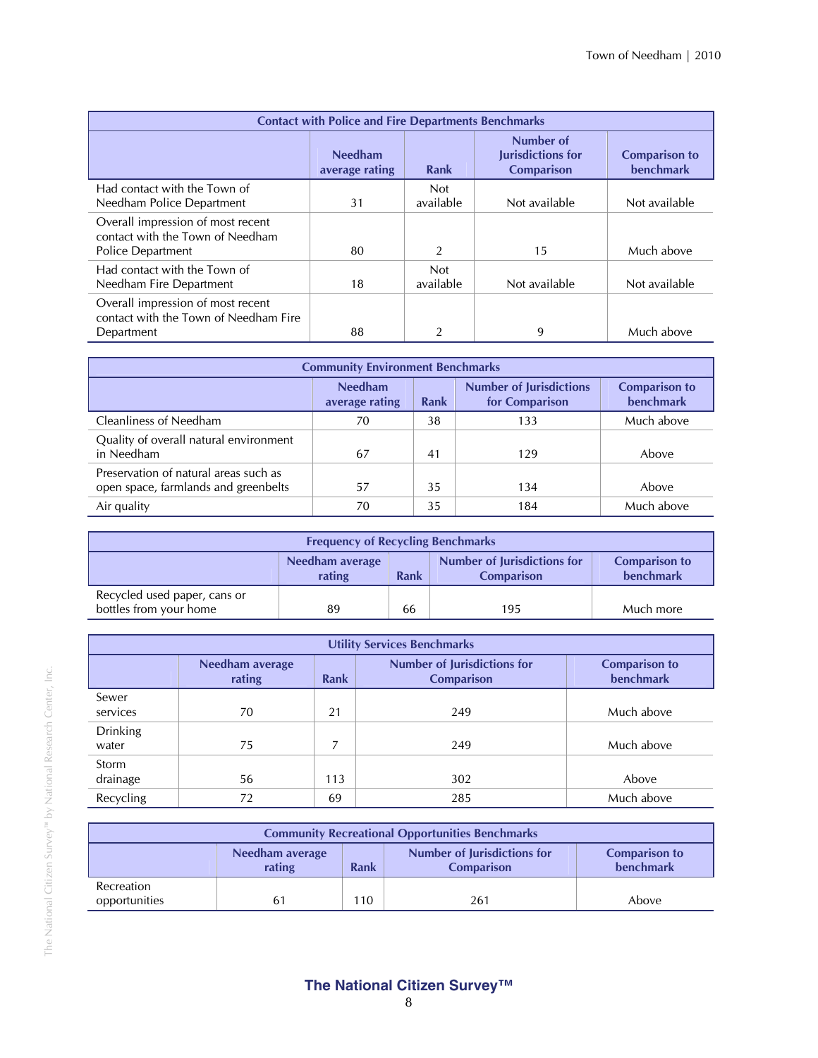| Contact with Police and Fire Departments Benchmarks | | | | |
|---|---|---|---|---|
| | Needham average rating | Rank | Number of Jurisdictions for Comparison | Comparison to benchmark |
| Had contact with the Town of Needham Police Department | 31 | Not available | Not available | Not available |
| Overall impression of most recent contact with the Town of Needham Police Department | 80 | 2 | 15 | Much above |
| Had contact with the Town of Needham Fire Department | 18 | Not available | Not available | Not available |
| Overall impression of most recent contact with the Town of Needham Fire Department | 88 | 2 | 9 | Much above |

| Community Environment Benchmarks | | | | |
|---|---|---|---|---|
| | Needham average rating | Rank | Number of Jurisdictions for Comparison | Comparison to benchmark |
| Cleanliness of Needham | 70 | 38 | 133 | Much above |
| Quality of overall natural environment in Needham | 67 | 41 | 129 | Above |
| Preservation of natural areas such as open space, farmlands and greenbelts | 57 | 35 | 134 | Above |
| Air quality | 70 | 35 | 184 | Much above |

| Frequency of Recycling Benchmarks | | | | |
|---|---|---|---|---|
| | Needham average rating | Rank | Number of Jurisdictions for Comparison | Comparison to benchmark |
| Recycled used paper, cans or bottles from your home | 89 | 66 | 195 | Much more |

| Utility Services Benchmarks | | | | |
|---|---|---|---|---|
| | Needham average rating | Rank | Number of Jurisdictions for Comparison | Comparison to benchmark |
| Sewer services | 70 | 21 | 249 | Much above |
| Drinking water | 75 | 7 | 249 | Much above |
| Storm drainage | 56 | 113 | 302 | Above |
| Recycling | 72 | 69 | 285 | Much above |

| Community Recreational Opportunities Benchmarks | | | | |
|---|---|---|---|---|
| | Needham average rating | Rank | Number of Jurisdictions for Comparison | Comparison to benchmark |
| Recreation opportunities | 61 | 110 | 261 | Above |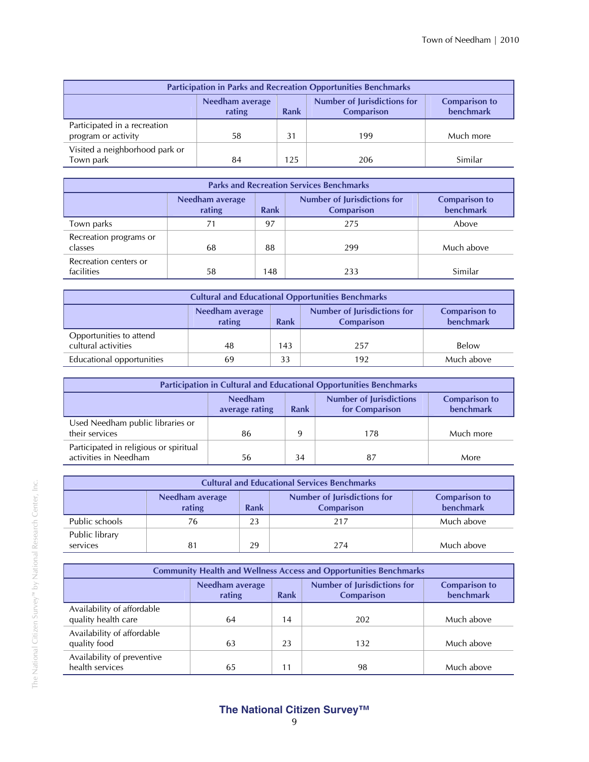| Participation in Parks and Recreation Opportunities Benchmarks | | | | |
|---|---|---|---|---|
| | Needham average rating | Rank | Number of Jurisdictions for Comparison | Comparison to benchmark |
| Participated in a recreation program or activity | 58 | 31 | 199 | Much more |
| Visited a neighborhood park or Town park | 84 | 125 | 206 | Similar |

| Parks and Recreation Services Benchmarks | | | | |
|---|---|---|---|---|
| | Needham average rating | Rank | Number of Jurisdictions for Comparison | Comparison to benchmark |
| Town parks | 71 | 97 | 275 | Above |
| Recreation programs or classes | 68 | 88 | 299 | Much above |
| Recreation centers or facilities | 58 | 148 | 233 | Similar |

| Cultural and Educational Opportunities Benchmarks | | | | |
|---|---|---|---|---|
| | Needham average rating | Rank | Number of Jurisdictions for Comparison | Comparison to benchmark |
| Opportunities to attend cultural activities | 48 | 143 | 257 | Below |
| Educational opportunities | 69 | 33 | 192 | Much above |

| Participation in Cultural and Educational Opportunities Benchmarks | | | | |
|---|---|---|---|---|
| | Needham average rating | Rank | Number of Jurisdictions for Comparison | Comparison to benchmark |
| Used Needham public libraries or their services | 86 | 9 | 178 | Much more |
| Participated in religious or spiritual activities in Needham | 56 | 34 | 87 | More |

| Cultural and Educational Services Benchmarks | | | | |
|---|---|---|---|---|
| | Needham average rating | Rank | Number of Jurisdictions for Comparison | Comparison to benchmark |
| Public schools | 76 | 23 | 217 | Much above |
| Public library services | 81 | 29 | 274 | Much above |

| Community Health and Wellness Access and Opportunities Benchmarks | | | | |
|---|---|---|---|---|
| | Needham average rating | Rank | Number of Jurisdictions for Comparison | Comparison to benchmark |
| Availability of affordable quality health care | 64 | 14 | 202 | Much above |
| Availability of affordable quality food | 63 | 23 | 132 | Much above |
| Availability of preventive health services | 65 | 11 | 98 | Much above |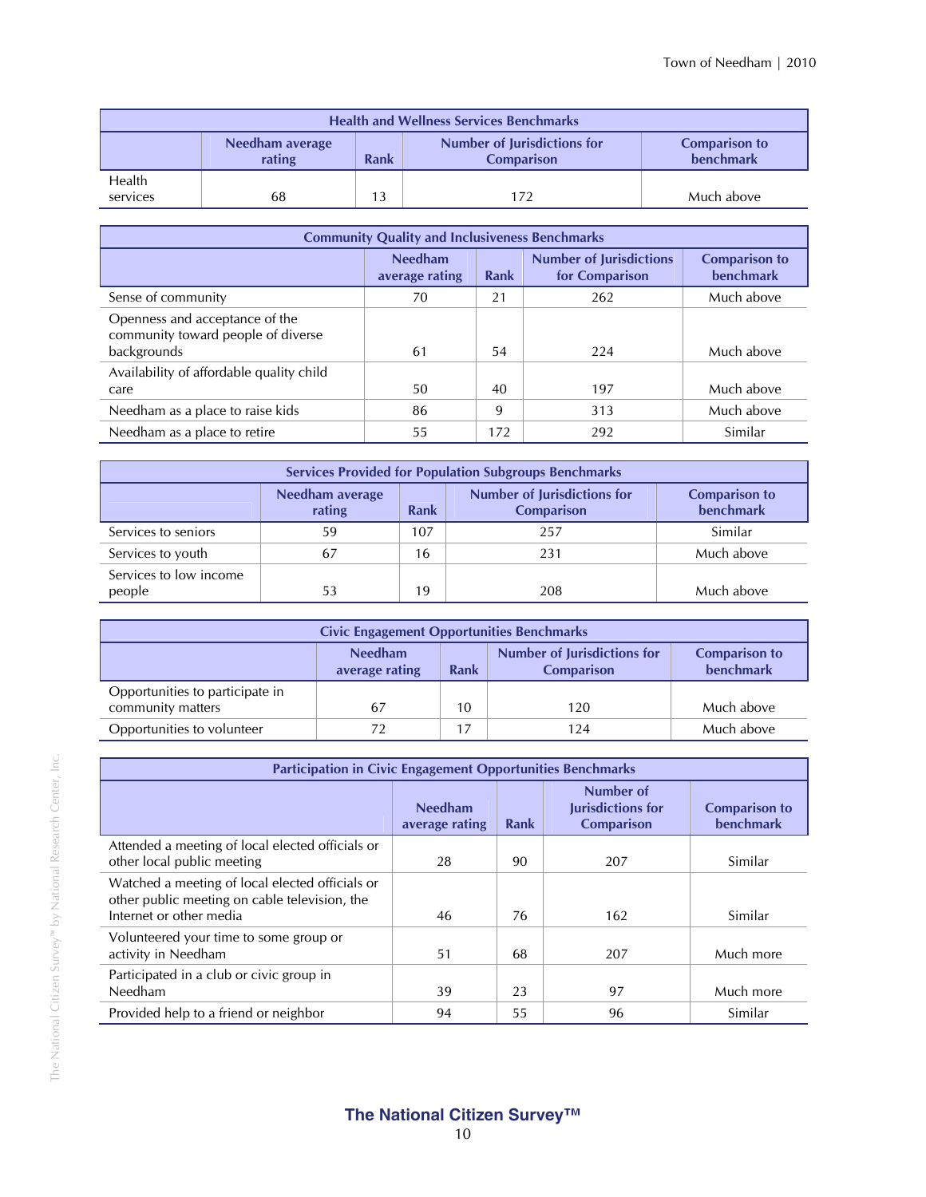| Health and Wellness Services Benchmarks | | | | |
|---|---|---|---|---|
| | Needham average rating | Rank | Number of Jurisdictions for Comparison | Comparison to benchmark |
| Health services | 68 | 13 | 172 | Much above |

| Community Quality and Inclusiveness Benchmarks | | | | |
|---|---|---|---|---|
| | Needham average rating | Rank | Number of Jurisdictions for Comparison | Comparison to benchmark |
| Sense of community | 70 | 21 | 262 | Much above |
| Openness and acceptance of the community toward people of diverse backgrounds | 61 | 54 | 224 | Much above |
| Availability of affordable quality child care | 50 | 40 | 197 | Much above |
| Needham as a place to raise kids | 86 | 9 | 313 | Much above |
| Needham as a place to retire | 55 | 172 | 292 | Similar |

| Services Provided for Population Subgroups Benchmarks | | | | |
|---|---|---|---|---|
| | Needham average rating | Rank | Number of Jurisdictions for Comparison | Comparison to benchmark |
| Services to seniors | 59 | 107 | 257 | Similar |
| Services to youth | 67 | 16 | 231 | Much above |
| Services to low income people | 53 | 19 | 208 | Much above |

| Civic Engagement Opportunities Benchmarks | | | | |
|---|---|---|---|---|
| | Needham average rating | Rank | Number of Jurisdictions for Comparison | Comparison to benchmark |
| Opportunities to participate in community matters | 67 | 10 | 120 | Much above |
| Opportunities to volunteer | 72 | 17 | 124 | Much above |

| Participation in Civic Engagement Opportunities Benchmarks | | | | |
|---|---|---|---|---|
| | Needham average rating | Rank | Number of Jurisdictions for Comparison | Comparison to benchmark |
| Attended a meeting of local elected officials or other local public meeting | 28 | 90 | 207 | Similar |
| Watched a meeting of local elected officials or other public meeting on cable television, the Internet or other media | 46 | 76 | 162 | Similar |
| Volunteered your time to some group or activity in Needham | 51 | 68 | 207 | Much more |
| Participated in a club or civic group in Needham | 39 | 23 | 97 | Much more |
| Provided help to a friend or neighbor | 94 | 55 | 96 | Similar |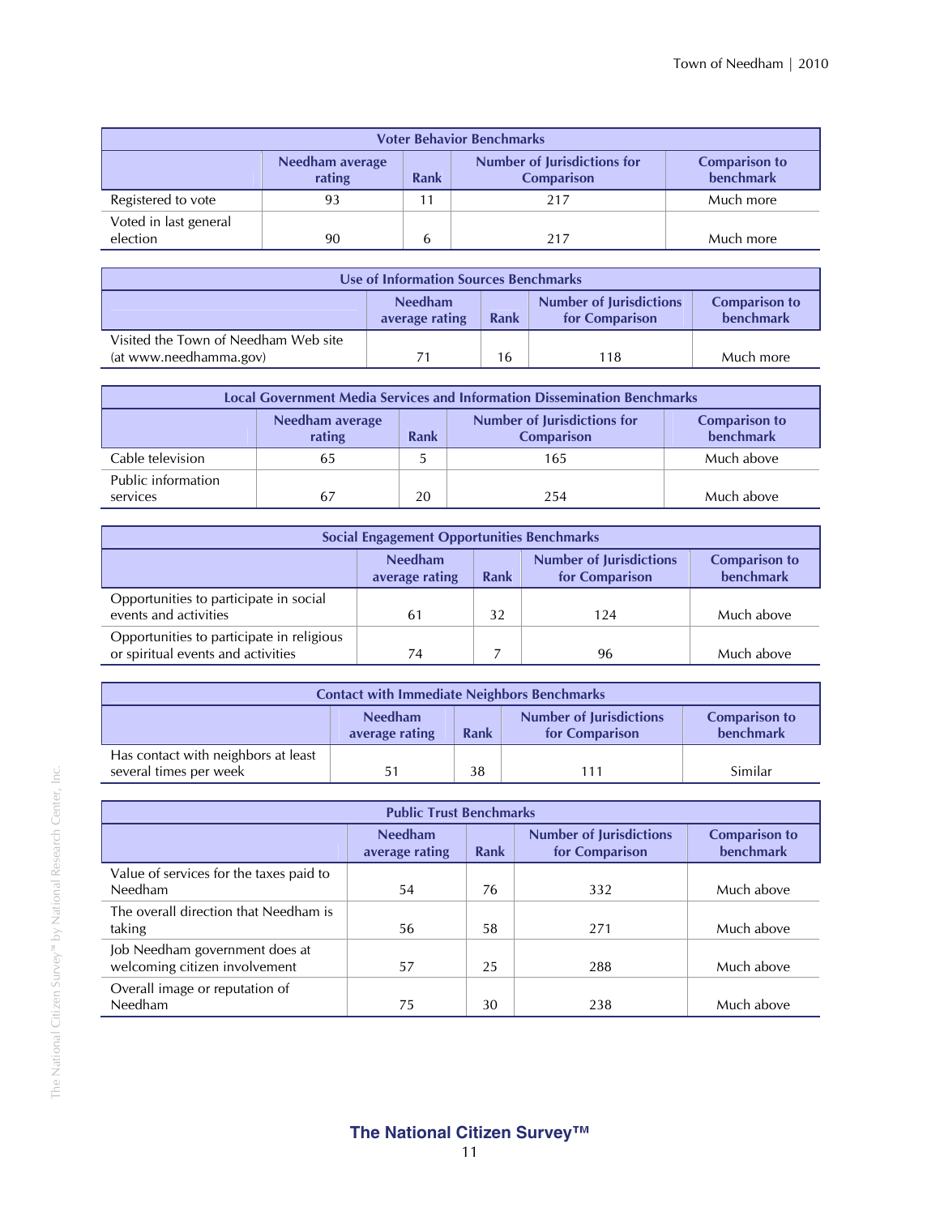| Voter Behavior Benchmarks | | | | |
|---|---|---|---|---|
| | Needham average rating | Rank | Number of Jurisdictions for Comparison | Comparison to benchmark |
| Registered to vote | 93 | 11 | 217 | Much more |
| Voted in last general election | 90 | 6 | 217 | Much more |

| Use of Information Sources Benchmarks | | | | |
|---|---|---|---|---|
| | Needham average rating | Rank | Number of Jurisdictions for Comparison | Comparison to benchmark |
| Visited the Town of Needham Web site (at www.needhamma.gov) | 71 | 16 | 118 | Much more |

| Local Government Media Services and Information Dissemination Benchmarks | | | | |
|---|---|---|---|---|
| | Needham average rating | Rank | Number of Jurisdictions for Comparison | Comparison to benchmark |
| Cable television | 65 | 5 | 165 | Much above |
| Public information services | 67 | 20 | 254 | Much above |

| Social Engagement Opportunities Benchmarks | | | | |
|---|---|---|---|---|
| | Needham average rating | Rank | Number of Jurisdictions for Comparison | Comparison to benchmark |
| Opportunities to participate in social events and activities | 61 | 32 | 124 | Much above |
| Opportunities to participate in religious or spiritual events and activities | 74 | 7 | 96 | Much above |

| Contact with Immediate Neighbors Benchmarks | | | | |
|---|---|---|---|---|
| | Needham average rating | Rank | Number of Jurisdictions for Comparison | Comparison to benchmark |
| Has contact with neighbors at least several times per week | 51 | 38 | 111 | Similar |

| Public Trust Benchmarks | | | | |
|---|---|---|---|---|
| | Needham average rating | Rank | Number of Jurisdictions for Comparison | Comparison to benchmark |
| Value of services for the taxes paid to Needham | 54 | 76 | 332 | Much above |
| The overall direction that Needham is taking | 56 | 58 | 271 | Much above |
| Job Needham government does at welcoming citizen involvement | 57 | 25 | 288 | Much above |
| Overall image or reputation of Needham | 75 | 30 | 238 | Much above |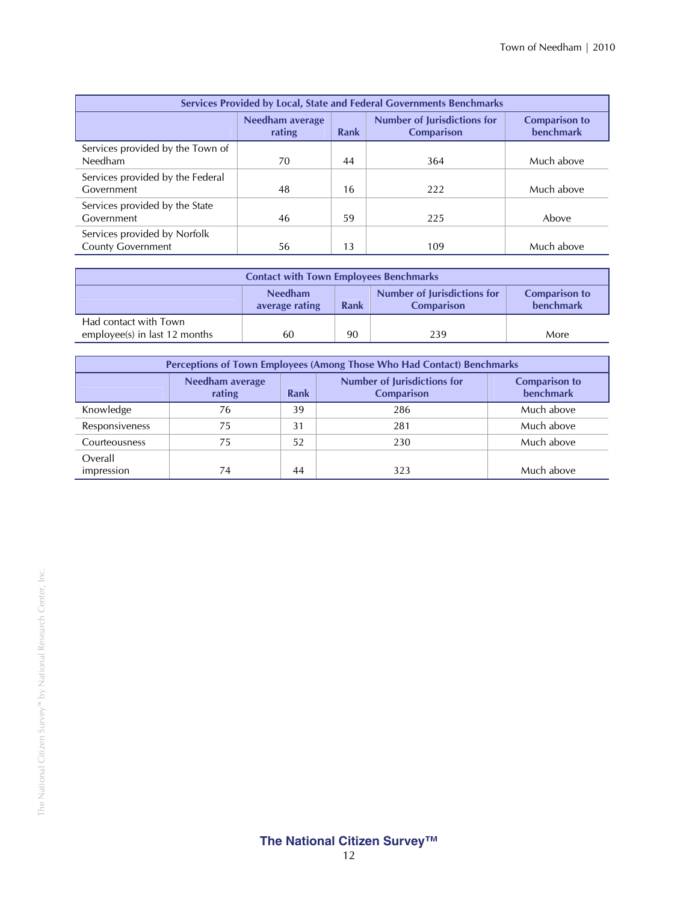| Services Provided by Local, State and Federal Governments Benchmarks | | | | |
|---|---|---|---|---|
| | Needham average rating | Rank | Number of Jurisdictions for Comparison | Comparison to benchmark |
| Services provided by the Town of Needham | 70 | 44 | 364 | Much above |
| Services provided by the Federal Government | 48 | 16 | 222 | Much above |
| Services provided by the State Government | 46 | 59 | 225 | Above |
| Services provided by Norfolk County Government | 56 | 13 | 109 | Much above |

| Contact with Town Employees Benchmarks | | | | |
|---|---|---|---|---|
| | Needham average rating | Rank | Number of Jurisdictions for Comparison | Comparison to benchmark |
| Had contact with Town employee(s) in last 12 months | 60 | 90 | 239 | More |

| Perceptions of Town Employees (Among Those Who Had Contact) Benchmarks | | | | |
|---|---|---|---|---|
| | Needham average rating | Rank | Number of Jurisdictions for Comparison | Comparison to benchmark |
| Knowledge | 76 | 39 | 286 | Much above |
| Responsiveness | 75 | 31 | 281 | Much above |
| Courteousness | 75 | 52 | 230 | Much above |
| Overall impression | 74 | 44 | 323 | Much above |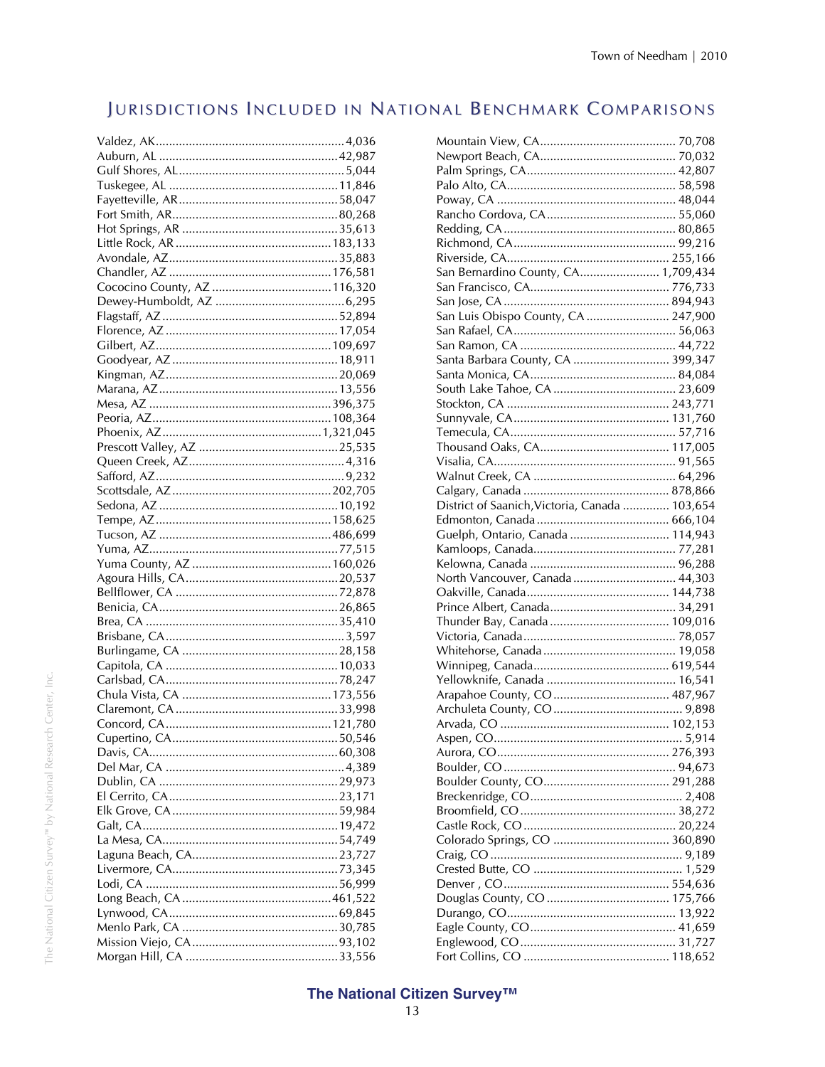## Jurisdictions Included in National Benchmark Comparisons

Valdez, AK.......................................................4,036
Auburn, AL ....................................................42,987
Gulf Shores, AL................................................5,044
Tuskegee, AL .................................................11,846
Fayetteville, AR...............................................58,047
Fort Smith, AR................................................80,268
Hot Springs, AR .............................................35,613
Little Rock, AR ..............................................183,133
Avondale, AZ..................................................35,883
Chandler, AZ ................................................176,581
Cococino County, AZ ...................................116,320
Dewey-Humboldt, AZ .......................................6,295
Flagstaff, AZ ...................................................52,894
Florence, AZ ..................................................17,054
Gilbert, AZ....................................................109,697
Goodyear, AZ .................................................18,911
Kingman, AZ...................................................20,069
Marana, AZ.....................................................13,556
Mesa, AZ ......................................................396,375
Peoria, AZ.....................................................108,364
Phoenix, AZ................................................1,321,045
Prescott Valley, AZ .........................................25,535
Queen Creek, AZ...............................................4,316
Safford, AZ........................................................9,232
Scottsdale, AZ ...............................................202,705
Sedona, AZ .....................................................10,192
Tempe, AZ....................................................158,625
Tucson, AZ ...................................................486,699
Yuma, AZ........................................................77,515
Yuma County, AZ ..........................................160,026
Agoura Hills, CA.............................................20,537
Bellflower, CA ................................................72,878
Benicia, CA.....................................................26,865
Brea, CA .........................................................35,410
Brisbane, CA.....................................................3,597
Burlingame, CA ..............................................28,158
Capitola, CA ...................................................10,033
Carlsbad, CA...................................................78,247
Chula Vista, CA ............................................173,556
Claremont, CA ................................................33,998
Concord, CA..................................................121,780
Cupertino, CA.................................................50,546
Davis, CA........................................................60,308
Del Mar, CA .....................................................4,389
Dublin, CA ......................................................29,973
El Cerrito, CA..................................................23,171
Elk Grove, CA.................................................59,984
Galt, CA..........................................................19,472
La Mesa, CA....................................................54,749
Laguna Beach, CA...........................................23,727
Livermore, CA.................................................73,345
Lodi, CA .........................................................56,999
Long Beach, CA ............................................461,522
Lynwood, CA..................................................69,845
Menlo Park, CA ..............................................30,785
Mission Viejo, CA...........................................93,102
Morgan Hill, CA .............................................33,556
Mountain View, CA......................................... 70,708
Newport Beach, CA......................................... 70,032
Palm Springs, CA............................................ 42,807
Palo Alto, CA.................................................. 58,598
Poway, CA ..................................................... 48,044
Rancho Cordova, CA....................................... 55,060
Redding, CA................................................... 80,865
Richmond, CA................................................ 99,216
Riverside, CA................................................ 255,166
San Bernardino County, CA........................ 1,709,434
San Francisco, CA......................................... 776,733
San Jose, CA ................................................ 894,943
San Luis Obispo County, CA ......................... 247,900
San Rafael, CA................................................ 56,063
San Ramon, CA .............................................. 44,722
Santa Barbara County, CA ............................. 399,347
Santa Monica, CA............................................ 84,084
South Lake Tahoe, CA ..................................... 23,609
Stockton, CA ................................................ 243,771
Sunnyvale, CA .............................................. 131,760
Temecula, CA................................................. 57,716
Thousand Oaks, CA....................................... 117,005
Visalia, CA...................................................... 91,565
Walnut Creek, CA .......................................... 64,296
Calgary, Canada ........................................... 878,866
District of Saanich,Victoria, Canada .............. 103,654
Edmonton, Canada ....................................... 666,104
Guelph, Ontario, Canada .............................. 114,943
Kamloops, Canada.......................................... 77,281
Kelowna, Canada ............................................ 96,288
North Vancouver, Canada ............................... 44,303
Oakville, Canada........................................... 144,738
Prince Albert, Canada...................................... 34,291
Thunder Bay, Canada .................................... 109,016
Victoria, Canada ............................................. 78,057
Whitehorse, Canada ........................................ 19,058
Winnipeg, Canada......................................... 619,544
Yellowknife, Canada ....................................... 16,541
Arapahoe County, CO ................................... 487,967
Archuleta County, CO ...................................... 9,898
Arvada, CO ................................................... 102,153
Aspen, CO........................................................ 5,914
Aurora, CO.................................................... 276,393
Boulder, CO ................................................... 94,673
Boulder County, CO...................................... 291,288
Breckenridge, CO............................................. 2,408
Broomfield, CO ............................................... 38,272
Castle Rock, CO ............................................. 20,224
Colorado Springs, CO ................................... 360,890
Craig, CO ......................................................... 9,189
Crested Butte, CO ............................................ 1,529
Denver , CO.................................................. 554,636
Douglas County, CO ..................................... 175,766
Durango, CO................................................... 13,922
Eagle County, CO............................................ 41,659
Englewood, CO............................................... 31,727
Fort Collins, CO ............................................ 118,652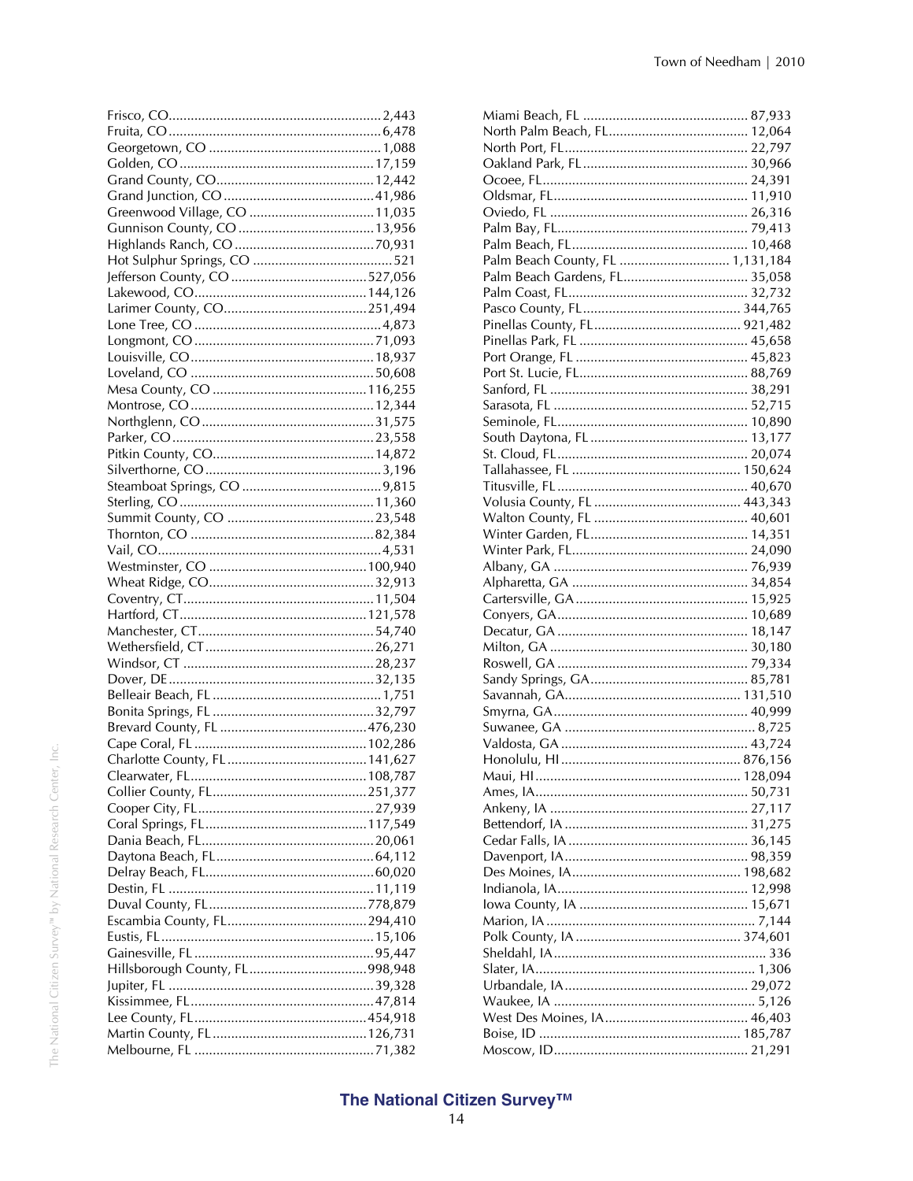Frisco, CO........................................................2,443
Fruita, CO........................................................6,478
Georgetown, CO ...............................................1,088
Golden, CO......................................................17,159
Grand County, CO............................................12,442
Grand Junction, CO.........................................41,986
Greenwood Village, CO ...................................11,035
Gunnison County, CO .....................................13,956
Highlands Ranch, CO.......................................70,931
Hot Sulphur Springs, CO ......................................521
Jefferson County, CO .....................................527,056
Lakewood, CO................................................144,126
Larimer County, CO........................................251,494
Lone Tree, CO ...................................................4,873
Longmont, CO .................................................71,093
Louisville, CO..................................................18,937
Loveland, CO ..................................................50,608
Mesa County, CO ...........................................116,255
Montrose, CO..................................................12,344
Northglenn, CO...............................................31,575
Parker, CO.......................................................23,558
Pitkin County, CO............................................14,872
Silverthorne, CO ................................................3,196
Steamboat Springs, CO .....................................9,815
Sterling, CO.....................................................11,360
Summit County, CO ........................................23,548
Thornton, CO ..................................................82,384
Vail, CO.............................................................4,531
Westminster, CO ............................................100,940
Wheat Ridge, CO.............................................32,913
Coventry, CT....................................................11,504
Hartford, CT...................................................121,578
Manchester, CT................................................54,740
Wethersfield, CT..............................................26,271
Windsor, CT ....................................................28,237
Dover, DE........................................................32,135
Belleair Beach, FL .............................................1,751
Bonita Springs, FL ............................................32,797
Brevard County, FL ........................................476,230
Cape Coral, FL ...............................................102,286
Charlotte County, FL ......................................141,627
Clearwater, FL................................................108,787
Collier County, FL..........................................251,377
Cooper City, FL................................................27,939
Coral Springs, FL............................................117,549
Dania Beach, FL...............................................20,061
Daytona Beach, FL...........................................64,112
Delray Beach, FL..............................................60,020
Destin, FL ........................................................11,119
Duval County, FL............................................778,879
Escambia County, FL......................................294,410
Eustis, FL .........................................................15,106
Gainesville, FL .................................................95,447
Hillsborough County, FL................................998,948
Jupiter, FL ........................................................39,328
Kissimmee, FL.................................................47,814
Lee County, FL...............................................454,918
Martin County, FL..........................................126,731
Melbourne, FL .................................................71,382
Miami Beach, FL ............................................. 87,933
North Palm Beach, FL..................................... 12,064
North Port, FL.................................................. 22,797
Oakland Park, FL ............................................. 30,966
Ocoee, FL........................................................ 24,391
Oldsmar, FL..................................................... 11,910
Oviedo, FL ...................................................... 26,316
Palm Bay, FL.................................................... 79,413
Palm Beach, FL................................................ 10,468
Palm Beach County, FL .............................. 1,131,184
Palm Beach Gardens, FL.................................. 35,058
Palm Coast, FL................................................. 32,732
Pasco County, FL........................................... 344,765
Pinellas County, FL........................................ 921,482
Pinellas Park, FL ............................................. 45,658
Port Orange, FL ............................................... 45,823
Port St. Lucie, FL............................................. 88,769
Sanford, FL ...................................................... 38,291
Sarasota, FL ..................................................... 52,715
Seminole, FL.................................................... 10,890
South Daytona, FL ........................................... 13,177
St. Cloud, FL.................................................... 20,074
Tallahassee, FL .............................................. 150,624
Titusville, FL .................................................... 40,670
Volusia County, FL ........................................ 443,343
Walton County, FL .......................................... 40,601
Winter Garden, FL........................................... 14,351
Winter Park, FL................................................ 24,090
Albany, GA ..................................................... 76,939
Alpharetta, GA ................................................ 34,854
Cartersville, GA ............................................... 15,925
Conyers, GA.................................................... 10,689
Decatur, GA .................................................... 18,147
Milton, GA ...................................................... 30,180
Roswell, GA .................................................... 79,334
Sandy Springs, GA........................................... 85,781
Savannah, GA................................................ 131,510
Smyrna, GA..................................................... 40,999
Suwanee, GA ..................................................... 8,725
Valdosta, GA ................................................... 43,724
Honolulu, HI ................................................. 876,156
Maui, HI........................................................ 128,094
Ames, IA.......................................................... 50,731
Ankeny, IA ...................................................... 27,117
Bettendorf, IA ................................................. 31,275
Cedar Falls, IA ................................................ 36,145
Davenport, IA.................................................. 98,359
Des Moines, IA.............................................. 198,682
Indianola, IA.................................................... 12,998
Iowa County, IA ............................................. 15,671
Marion, IA ......................................................... 7,144
Polk County, IA ............................................. 374,601
Sheldahl, IA.......................................................... 336
Slater, IA............................................................ 1,306
Urbandale, IA.................................................. 29,072
Waukee, IA ....................................................... 5,126
West Des Moines, IA....................................... 46,403
Boise, ID ....................................................... 185,787
Moscow, ID..................................................... 21,291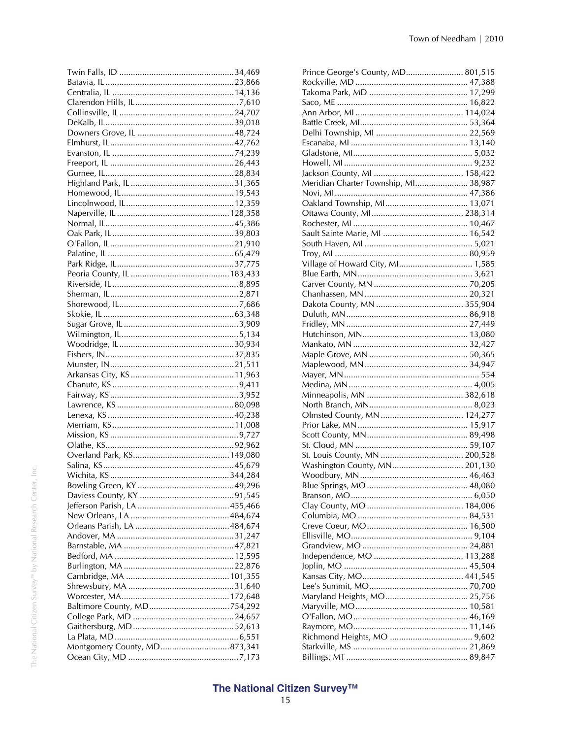Twin Falls, ID ............................................34,469
Batavia, IL ................................................23,866
Centralia, IL ..............................................14,136
Clarendon Hills, IL ......................................7,610
Collinsville, IL ............................................24,707
DeKalb, IL ..................................................39,018
Downers Grove, IL ......................................48,724
Elmhurst, IL ................................................42,762
Evanston, IL ................................................74,239
Freeport, IL .................................................26,443
Gurnee, IL ...................................................28,834
Highland Park, IL .........................................31,365
Homewood, IL .............................................19,543
Lincolnwood, IL ...........................................12,359
Naperville, IL ..............................................128,358
Normal, IL ...................................................45,386
Oak Park, IL ................................................39,803
O'Fallon, IL .................................................21,910
Palatine, IL .................................................65,479
Park Ridge, IL .............................................37,775
Peoria County, IL ........................................183,433
Riverside, IL .................................................8,895
Sherman, IL ..................................................2,871
Shorewood, IL ..............................................7,686
Skokie, IL ....................................................63,348
Sugar Grove, IL .............................................3,909
Wilmington, IL ...............................................5,134
Woodridge, IL ..............................................30,934
Fishers, IN ...................................................37,835
Munster, IN .................................................21,511
Arkansas City, KS .........................................11,963
Chanute, KS ..................................................9,411
Fairway, KS ...................................................3,952
Lawrence, KS ...............................................80,098
Lenexa, KS ..................................................40,238
Merriam, KS .................................................11,008
Mission, KS ....................................................9,727
Olathe, KS ...................................................92,962
Overland Park, KS .......................................149,080
Salina, KS ....................................................45,679
Wichita, KS .................................................344,284
Bowling Green, KY ........................................49,296
Daviess County, KY .......................................91,545
Jefferson Parish, LA .....................................455,466
New Orleans, LA ..........................................484,674
Orleans Parish, LA .......................................484,674
Andover, MA ................................................31,247
Barnstable, MA .............................................47,821
Bedford, MA .................................................12,595
Burlington, MA .............................................22,876
Cambridge, MA ...........................................101,355
Shrewsbury, MA ...........................................31,640
Worcester, MA .............................................172,648
Baltimore County, MD ...................................754,292
College Park, MD ..........................................24,657
Gaithersburg, MD .........................................52,613
La Plata, MD ...................................................6,551
Montgomery County, MD ..............................873,341
Ocean City, MD ..............................................7,173

Prince George's County, MD ........................ 801,515
Rockville, MD ................................................ 47,388
Takoma Park, MD .......................................... 17,299
Saco, ME ....................................................... 16,822
Ann Arbor, MI .............................................. 114,024
Battle Creek, MI ............................................. 53,364
Delhi Township, MI ....................................... 22,569
Escanaba, MI ................................................. 13,140
Gladstone, MI .................................................. 5,032
Howell, MI ...................................................... 9,232
Jackson County, MI ...................................... 158,422
Meridian Charter Township, MI ...................... 38,987
Novi, MI ........................................................ 47,386
Oakland Township, MI ................................... 13,071
Ottawa County, MI ....................................... 238,314
Rochester, MI ................................................ 10,467
Sault Sainte Marie, MI ................................... 16,542
South Haven, MI .............................................. 5,021
Troy, MI ........................................................ 80,959
Village of Howard City, MI ............................... 1,585
Blue Earth, MN ................................................ 3,621
Carver County, MN ........................................ 70,205
Chanhassen, MN ............................................ 20,321
Dakota County, MN ..................................... 355,904
Duluth, MN ................................................... 86,918
Fridley, MN ................................................... 27,449
Hutchinson, MN ............................................. 13,080
Mankato, MN ................................................ 32,427
Maple Grove, MN .......................................... 50,365
Maplewood, MN ............................................ 34,947
Mayer, MN ........................................................ 554
Medina, MN ..................................................... 4,005
Minneapolis, MN .......................................... 382,618
North Branch, MN ............................................ 8,023
Olmsted County, MN .................................... 124,277
Prior Lake, MN ............................................... 15,917
Scott County, MN ........................................... 89,498
St. Cloud, MN ................................................ 59,107
St. Louis County, MN .................................... 200,528
Washington County, MN ............................... 201,130
Woodbury, MN .............................................. 46,463
Blue Springs, MO ........................................... 48,080
Branson, MO .................................................... 6,050
Clay County, MO .......................................... 184,006
Columbia, MO ............................................... 84,531
Creve Coeur, MO ........................................... 16,500
Ellisville, MO .................................................... 9,104
Grandview, MO ............................................. 24,881
Independence, MO ....................................... 113,288
Joplin, MO ..................................................... 45,504
Kansas City, MO ........................................... 441,545
Lee's Summit, MO .......................................... 70,700
Maryland Heights, MO .................................... 25,756
Maryville, MO ................................................ 10,581
O'Fallon, MO ................................................. 46,169
Raymore, MO ................................................. 11,146
Richmond Heights, MO .................................... 9,602
Starkville, MS ................................................. 21,869
Billings, MT ................................................... 89,847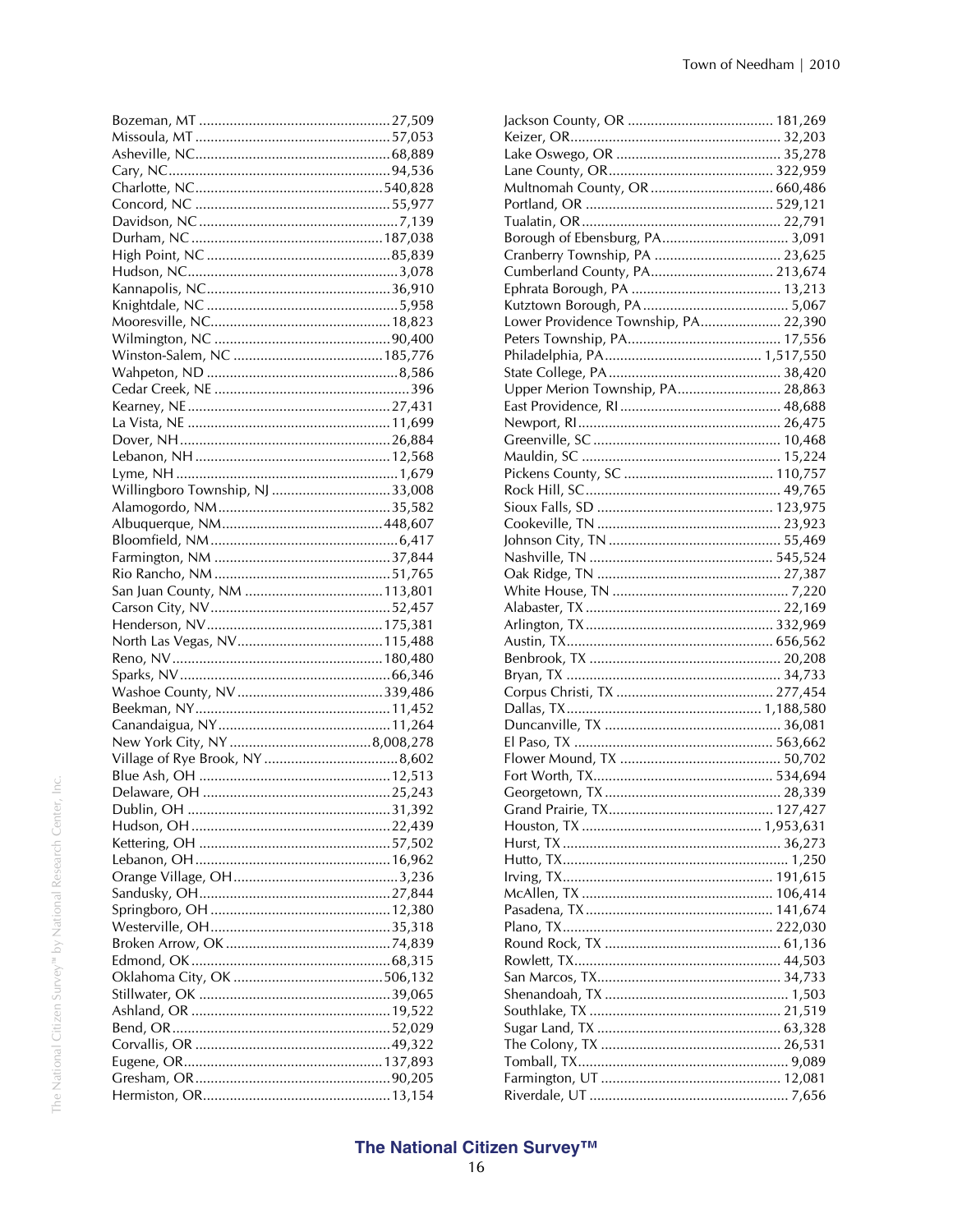| Jurisdiction | Population |
|---|---|
| Bozeman, MT | 27,509 |
| Missoula, MT | 57,053 |
| Asheville, NC | 68,889 |
| Cary, NC | 94,536 |
| Charlotte, NC | 540,828 |
| Concord, NC | 55,977 |
| Davidson, NC | 7,139 |
| Durham, NC | 187,038 |
| High Point, NC | 85,839 |
| Hudson, NC | 3,078 |
| Kannapolis, NC | 36,910 |
| Knightdale, NC | 5,958 |
| Mooresville, NC | 18,823 |
| Wilmington, NC | 90,400 |
| Winston-Salem, NC | 185,776 |
| Wahpeton, ND | 8,586 |
| Cedar Creek, NE | 396 |
| Kearney, NE | 27,431 |
| La Vista, NE | 11,699 |
| Dover, NH | 26,884 |
| Lebanon, NH | 12,568 |
| Lyme, NH | 1,679 |
| Willingboro Township, NJ | 33,008 |
| Alamogordo, NM | 35,582 |
| Albuquerque, NM | 448,607 |
| Bloomfield, NM | 6,417 |
| Farmington, NM | 37,844 |
| Rio Rancho, NM | 51,765 |
| San Juan County, NM | 113,801 |
| Carson City, NV | 52,457 |
| Henderson, NV | 175,381 |
| North Las Vegas, NV | 115,488 |
| Reno, NV | 180,480 |
| Sparks, NV | 66,346 |
| Washoe County, NV | 339,486 |
| Beekman, NY | 11,452 |
| Canandaigua, NY | 11,264 |
| New York City, NY | 8,008,278 |
| Village of Rye Brook, NY | 8,602 |
| Blue Ash, OH | 12,513 |
| Delaware, OH | 25,243 |
| Dublin, OH | 31,392 |
| Hudson, OH | 22,439 |
| Kettering, OH | 57,502 |
| Lebanon, OH | 16,962 |
| Orange Village, OH | 3,236 |
| Sandusky, OH | 27,844 |
| Springboro, OH | 12,380 |
| Westerville, OH | 35,318 |
| Broken Arrow, OK | 74,839 |
| Edmond, OK | 68,315 |
| Oklahoma City, OK | 506,132 |
| Stillwater, OK | 39,065 |
| Ashland, OR | 19,522 |
| Bend, OR | 52,029 |
| Corvallis, OR | 49,322 |
| Eugene, OR | 137,893 |
| Gresham, OR | 90,205 |
| Hermiston, OR | 13,154 |
| Jackson County, OR | 181,269 |
| Keizer, OR | 32,203 |
| Lake Oswego, OR | 35,278 |
| Lane County, OR | 322,959 |
| Multnomah County, OR | 660,486 |
| Portland, OR | 529,121 |
| Tualatin, OR | 22,791 |
| Borough of Ebensburg, PA | 3,091 |
| Cranberry Township, PA | 23,625 |
| Cumberland County, PA | 213,674 |
| Ephrata Borough, PA | 13,213 |
| Kutztown Borough, PA | 5,067 |
| Lower Providence Township, PA | 22,390 |
| Peters Township, PA | 17,556 |
| Philadelphia, PA | 1,517,550 |
| State College, PA | 38,420 |
| Upper Merion Township, PA | 28,863 |
| East Providence, RI | 48,688 |
| Newport, RI | 26,475 |
| Greenville, SC | 10,468 |
| Mauldin, SC | 15,224 |
| Pickens County, SC | 110,757 |
| Rock Hill, SC | 49,765 |
| Sioux Falls, SD | 123,975 |
| Cookeville, TN | 23,923 |
| Johnson City, TN | 55,469 |
| Nashville, TN | 545,524 |
| Oak Ridge, TN | 27,387 |
| White House, TN | 7,220 |
| Alabaster, TX | 22,169 |
| Arlington, TX | 332,969 |
| Austin, TX | 656,562 |
| Benbrook, TX | 20,208 |
| Bryan, TX | 34,733 |
| Corpus Christi, TX | 277,454 |
| Dallas, TX | 1,188,580 |
| Duncanville, TX | 36,081 |
| El Paso, TX | 563,662 |
| Flower Mound, TX | 50,702 |
| Fort Worth, TX | 534,694 |
| Georgetown, TX | 28,339 |
| Grand Prairie, TX | 127,427 |
| Houston, TX | 1,953,631 |
| Hurst, TX | 36,273 |
| Hutto, TX | 1,250 |
| Irving, TX | 191,615 |
| McAllen, TX | 106,414 |
| Pasadena, TX | 141,674 |
| Plano, TX | 222,030 |
| Round Rock, TX | 61,136 |
| Rowlett, TX | 44,503 |
| San Marcos, TX | 34,733 |
| Shenandoah, TX | 1,503 |
| Southlake, TX | 21,519 |
| Sugar Land, TX | 63,328 |
| The Colony, TX | 26,531 |
| Tomball, TX | 9,089 |
| Farmington, UT | 12,081 |
| Riverdale, UT | 7,656 |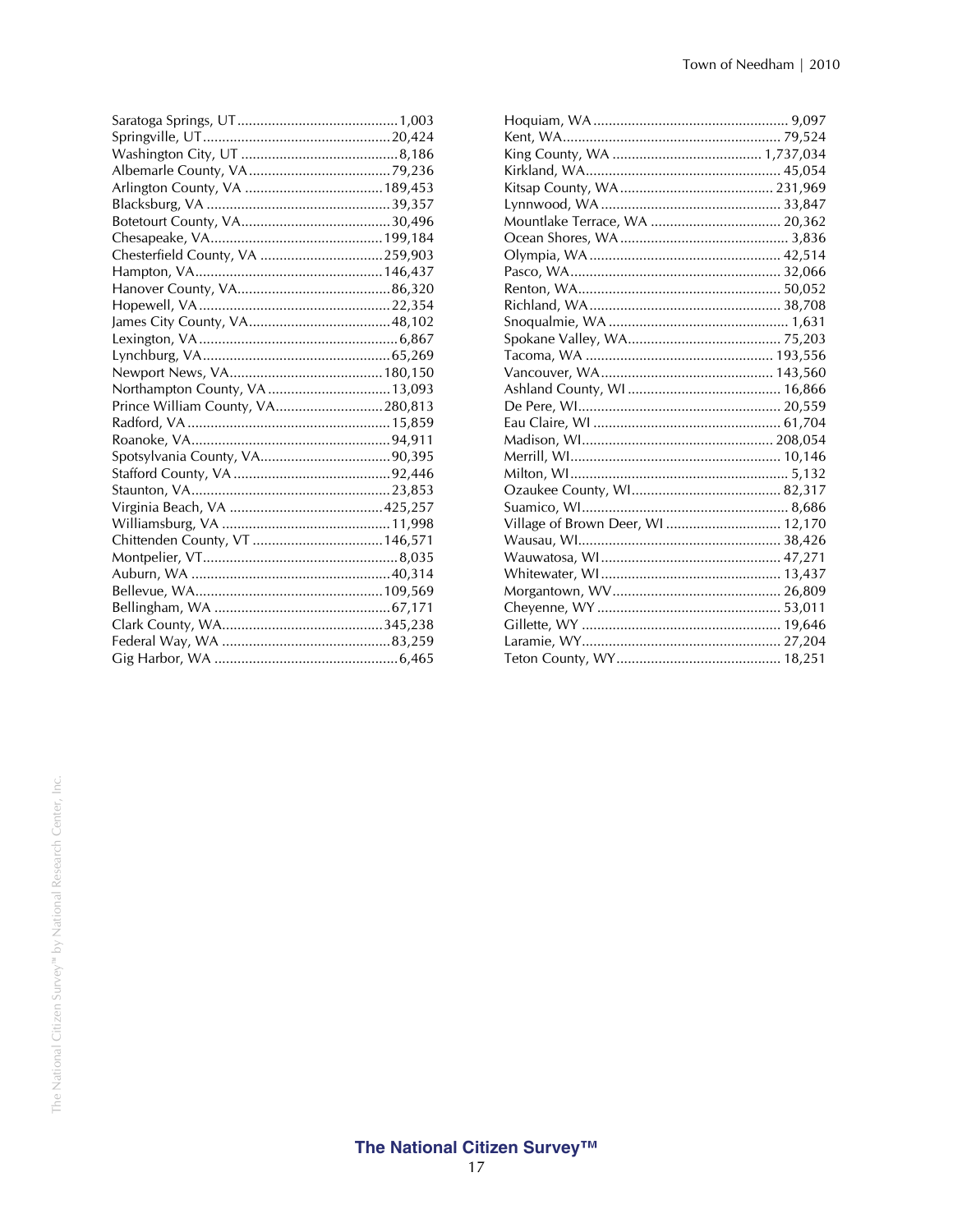Saratoga Springs, UT .......................................... 1,003
Springville, UT ................................................ 20,424
Washington City, UT ......................................... 8,186
Albemarle County, VA ..................................... 79,236
Arlington County, VA .................................... 189,453
Blacksburg, VA ................................................ 39,357
Botetourt County, VA ....................................... 30,496
Chesapeake, VA ............................................. 199,184
Chesterfield County, VA ................................ 259,903
Hampton, VA ................................................. 146,437
Hanover County, VA ........................................ 86,320
Hopewell, VA .................................................. 22,354
James City County, VA ..................................... 48,102
Lexington, VA .................................................... 6,867
Lynchburg, VA ................................................ 65,269
Newport News, VA ........................................ 180,150
Northampton County, VA ................................ 13,093
Prince William County, VA ............................ 280,813
Radford, VA ..................................................... 15,859
Roanoke, VA .................................................... 94,911
Spotsylvania County, VA .................................. 90,395
Stafford County, VA ......................................... 92,446
Staunton, VA .................................................... 23,853
Virginia Beach, VA ........................................ 425,257
Williamsburg, VA ............................................ 11,998
Chittenden County, VT .................................. 146,571
Montpelier, VT ................................................... 8,035
Auburn, WA ..................................................... 40,314
Bellevue, WA ................................................. 109,569
Bellingham, WA .............................................. 67,171
Clark County, WA .......................................... 345,238
Federal Way, WA ............................................ 83,259
Gig Harbor, WA ................................................ 6,465
Hoquiam, WA .................................................... 9,097
Kent, WA .......................................................... 79,524
King County, WA ....................................... 1,737,034
Kirkland, WA .................................................... 45,054
Kitsap County, WA ......................................... 231,969
Lynnwood, WA ................................................. 33,847
Mountlake Terrace, WA .................................. 20,362
Ocean Shores, WA ............................................ 3,836
Olympia, WA ................................................... 42,514
Pasco, WA ........................................................ 32,066
Renton, WA ...................................................... 50,052
Richland, WA .................................................... 38,708
Snoqualmie, WA ................................................ 1,631
Spokane Valley, WA ......................................... 75,203
Tacoma, WA ................................................... 193,556
Vancouver, WA ............................................... 143,560
Ashland County, WI ......................................... 16,866
De Pere, WI ...................................................... 20,559
Eau Claire, WI .................................................. 61,704
Madison, WI ................................................... 208,054
Merrill, WI ........................................................ 10,146
Milton, WI .......................................................... 5,132
Ozaukee County, WI ........................................ 82,317
Suamico, WI ....................................................... 8,686
Village of Brown Deer, WI .............................. 12,170
Wausau, WI ...................................................... 38,426
Wauwatosa, WI ................................................ 47,271
Whitewater, WI ................................................ 13,437
Morgantown, WV ............................................. 26,809
Cheyenne, WY ................................................. 53,011
Gillette, WY ..................................................... 19,646
Laramie, WY ..................................................... 27,204
Teton County, WY ............................................ 18,251